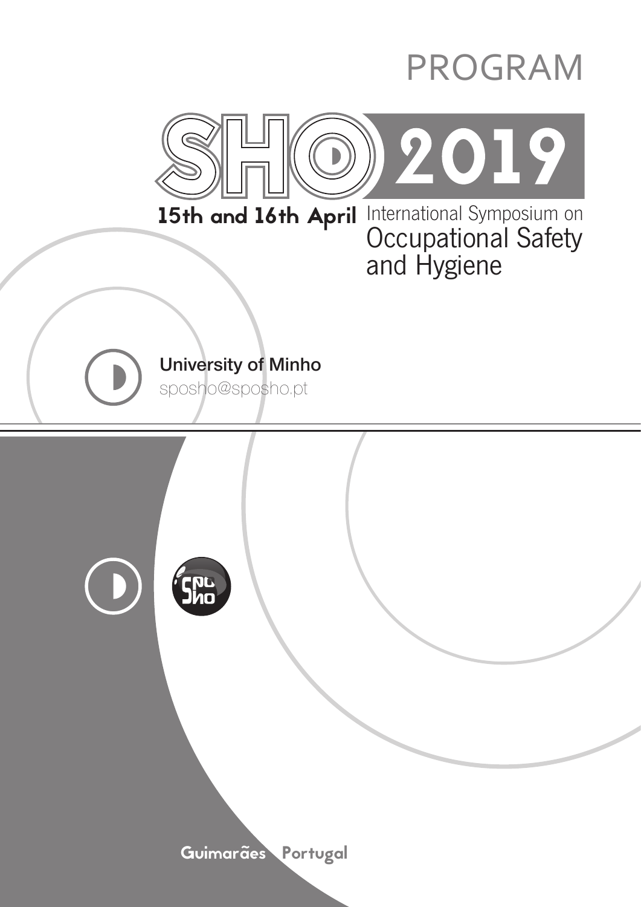# PROGRAM

# SHO 2019

**15th and 16th April**

International Symposium on
Occupational Safety
and Hygiene

**University of Minho**
sposho@sposho.pt

**Guimarães Portugal**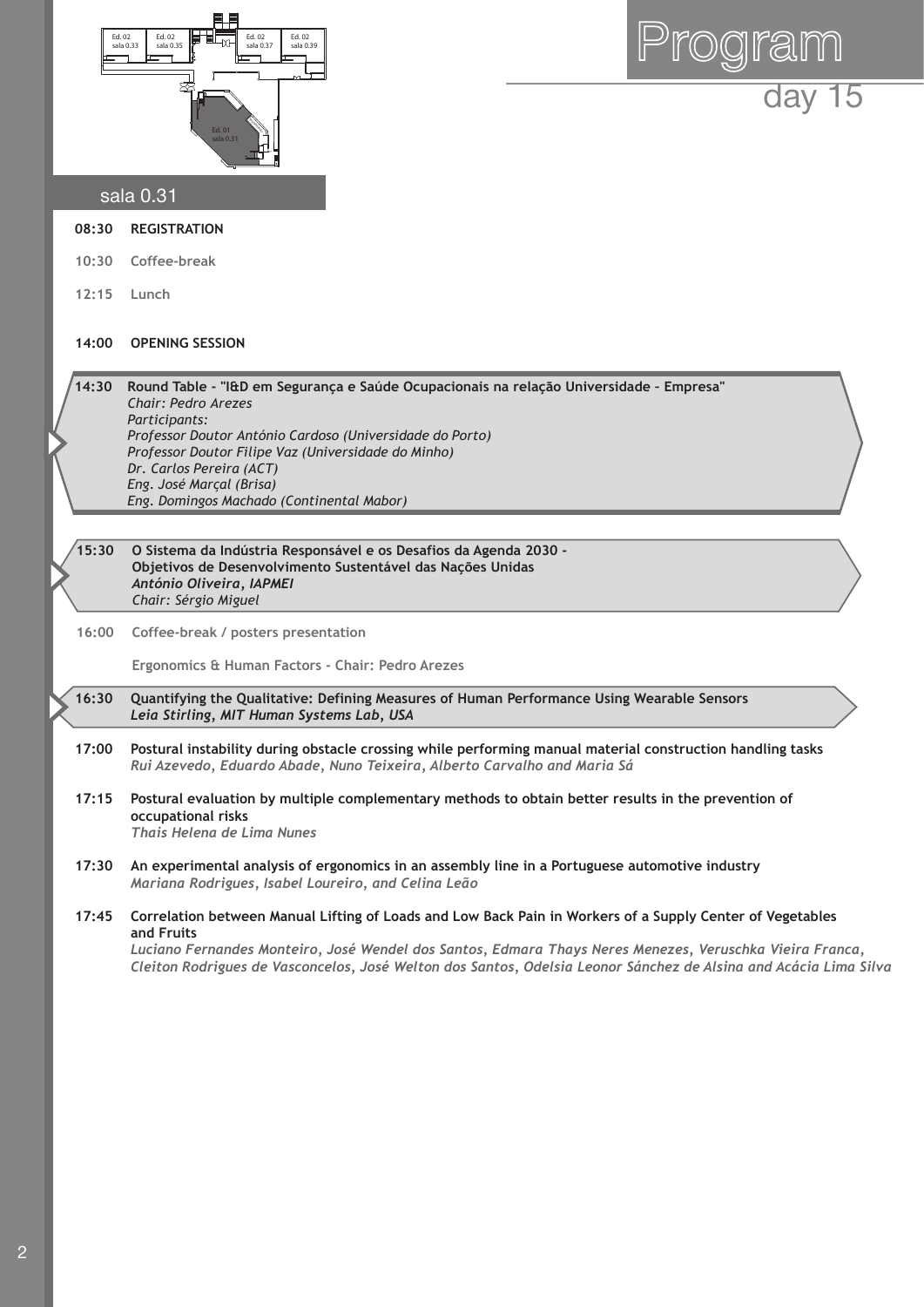# Program

## day 15

### sala 0.31

**08:30 REGISTRATION**

**10:30 Coffee-break**

**12:15 Lunch**

**14:00 OPENING SESSION**

**14:30 Round Table - "I&D em Segurança e Saúde Ocupacionais na relação Universidade – Empresa"**
*Chair: Pedro Arezes*
*Participants:*
*Professor Doutor António Cardoso (Universidade do Porto)*
*Professor Doutor Filipe Vaz (Universidade do Minho)*
*Dr. Carlos Pereira (ACT)*
*Eng. José Marçal (Brisa)*
*Eng. Domingos Machado (Continental Mabor)*

**15:30 O Sistema da Indústria Responsável e os Desafios da Agenda 2030 - Objetivos de Desenvolvimento Sustentável das Nações Unidas**
***António Oliveira, IAPMEI***
*Chair: Sérgio Miguel*

**16:00 Coffee-break / posters presentation**

**Ergonomics & Human Factors - Chair: Pedro Arezes**

**16:30 Quantifying the Qualitative: Defining Measures of Human Performance Using Wearable Sensors**
***Leia Stirling, MIT Human Systems Lab, USA***

**17:00 Postural instability during obstacle crossing while performing manual material construction handling tasks**
*Rui Azevedo, Eduardo Abade, Nuno Teixeira, Alberto Carvalho and Maria Sá*

**17:15 Postural evaluation by multiple complementary methods to obtain better results in the prevention of occupational risks**
*Thais Helena de Lima Nunes*

**17:30 An experimental analysis of ergonomics in an assembly line in a Portuguese automotive industry**
*Mariana Rodrigues, Isabel Loureiro, and Celina Leão*

**17:45 Correlation between Manual Lifting of Loads and Low Back Pain in Workers of a Supply Center of Vegetables and Fruits**
*Luciano Fernandes Monteiro, José Wendel dos Santos, Edmara Thays Neres Menezes, Veruschka Vieira Franca, Cleiton Rodrigues de Vasconcelos, José Welton dos Santos, Odelsia Leonor Sánchez de Alsina and Acácia Lima Silva*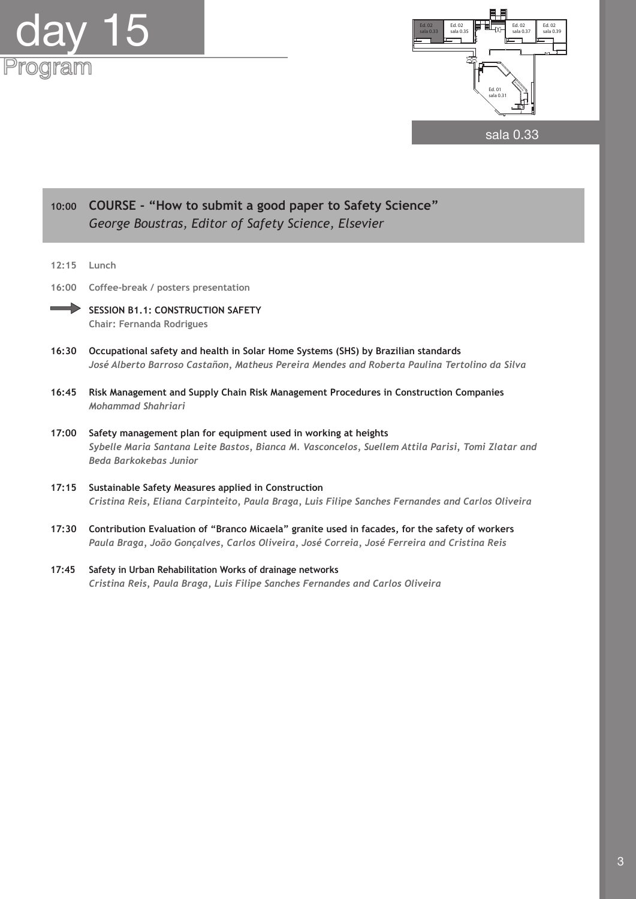# day 15

## Program

sala 0.33

**10:00** **COURSE - "How to submit a good paper to Safety Science"**
*George Boustras, Editor of Safety Science, Elsevier*

**12:15** Lunch

**16:00** Coffee-break / posters presentation

**SESSION B1.1: CONSTRUCTION SAFETY**
Chair: Fernanda Rodrigues

**16:30** **Occupational safety and health in Solar Home Systems (SHS) by Brazilian standards**
*José Alberto Barroso Castañon, Matheus Pereira Mendes and Roberta Paulina Tertolino da Silva*

**16:45** **Risk Management and Supply Chain Risk Management Procedures in Construction Companies**
*Mohammad Shahriari*

**17:00** **Safety management plan for equipment used in working at heights**
*Sybelle Maria Santana Leite Bastos, Bianca M. Vasconcelos, Suellem Attila Parisi, Tomi Zlatar and Beda Barkokebas Junior*

**17:15** **Sustainable Safety Measures applied in Construction**
*Cristina Reis, Eliana Carpinteito, Paula Braga, Luis Filipe Sanches Fernandes and Carlos Oliveira*

**17:30** **Contribution Evaluation of "Branco Micaela" granite used in facades, for the safety of workers**
*Paula Braga, João Gonçalves, Carlos Oliveira, José Correia, José Ferreira and Cristina Reis*

**17:45** **Safety in Urban Rehabilitation Works of drainage networks**
*Cristina Reis, Paula Braga, Luis Filipe Sanches Fernandes and Carlos Oliveira*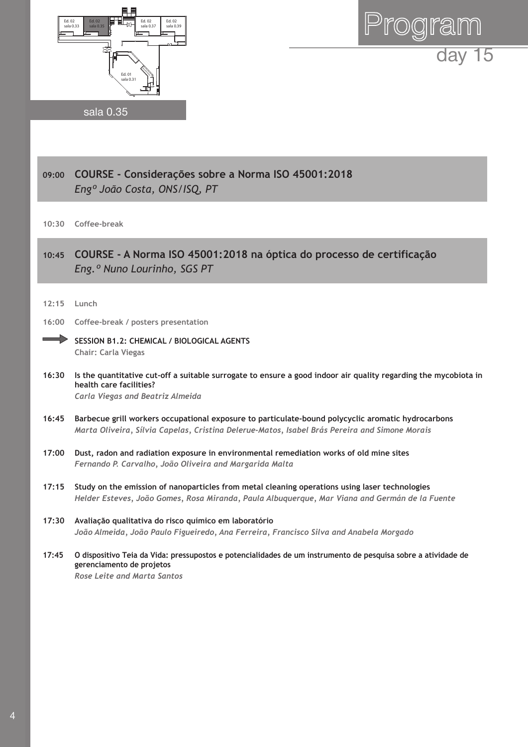# Program

## day 15

sala 0.35

**09:00** **COURSE - Considerações sobre a Norma ISO 45001:2018**
*Engº João Costa, ONS/ISQ, PT*

**10:30** Coffee-break

**10:45** **COURSE - A Norma ISO 45001:2018 na óptica do processo de certificação**
*Eng.º Nuno Lourinho, SGS PT*

**12:15** Lunch

**16:00** Coffee-break / posters presentation

**SESSION B1.2: CHEMICAL / BIOLOGICAL AGENTS**
Chair: Carla Viegas

**16:30** **Is the quantitative cut-off a suitable surrogate to ensure a good indoor air quality regarding the mycobiota in health care facilities?**
*Carla Viegas and Beatriz Almeida*

**16:45** **Barbecue grill workers occupational exposure to particulate-bound polycyclic aromatic hydrocarbons**
*Marta Oliveira, Sílvia Capelas, Cristina Delerue-Matos, Isabel Brás Pereira and Simone Morais*

**17:00** **Dust, radon and radiation exposure in environmental remediation works of old mine sites**
*Fernando P. Carvalho, João Oliveira and Margarida Malta*

**17:15** **Study on the emission of nanoparticles from metal cleaning operations using laser technologies**
*Helder Esteves, João Gomes, Rosa Miranda, Paula Albuquerque, Mar Viana and Germán de la Fuente*

**17:30** **Avaliação qualitativa do risco químico em laboratório**
*João Almeida, João Paulo Figueiredo, Ana Ferreira, Francisco Silva and Anabela Morgado*

**17:45** **O dispositivo Teia da Vida: pressupostos e potencialidades de um instrumento de pesquisa sobre a atividade de gerenciamento de projetos**
*Rose Leite and Marta Santos*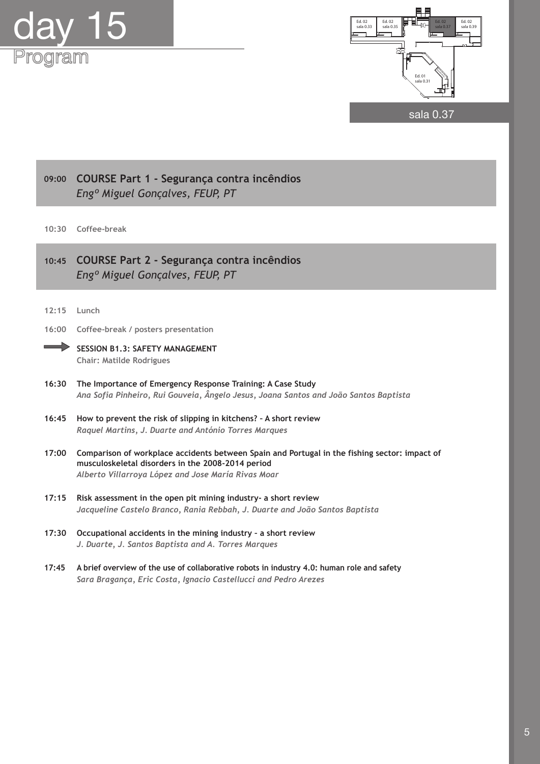# day 15

## Program

Ed. 02 sala 0.33
Ed. 02 sala 0.35
Ed. 02 sala 0.37
Ed. 02 sala 0.39
Ed. 01 sala 0.31

sala 0.37

**09:00** **COURSE Part 1 - Segurança contra incêndios**
*Engº Miguel Gonçalves, FEUP, PT*

**10:30** **Coffee-break**

**10:45** **COURSE Part 2 - Segurança contra incêndios**
*Engº Miguel Gonçalves, FEUP, PT*

**12:15** **Lunch**

**16:00** **Coffee-break / posters presentation**

**SESSION B1.3: SAFETY MANAGEMENT**
**Chair: Matilde Rodrigues**

**16:30** **The Importance of Emergency Response Training: A Case Study**
*Ana Sofia Pinheiro, Rui Gouveia, Ângelo Jesus, Joana Santos and João Santos Baptista*

**16:45** **How to prevent the risk of slipping in kitchens? – A short review**
*Raquel Martins, J. Duarte and António Torres Marques*

**17:00** **Comparison of workplace accidents between Spain and Portugal in the fishing sector: impact of musculoskeletal disorders in the 2008-2014 period**
*Alberto Villarroya López and Jose María Rivas Moar*

**17:15** **Risk assessment in the open pit mining industry- a short review**
*Jacqueline Castelo Branco, Rania Rebbah, J. Duarte and João Santos Baptista*

**17:30** **Occupational accidents in the mining industry – a short review**
*J. Duarte, J. Santos Baptista and A. Torres Marques*

**17:45** **A brief overview of the use of collaborative robots in industry 4.0: human role and safety**
*Sara Bragança, Eric Costa, Ignacio Castellucci and Pedro Arezes*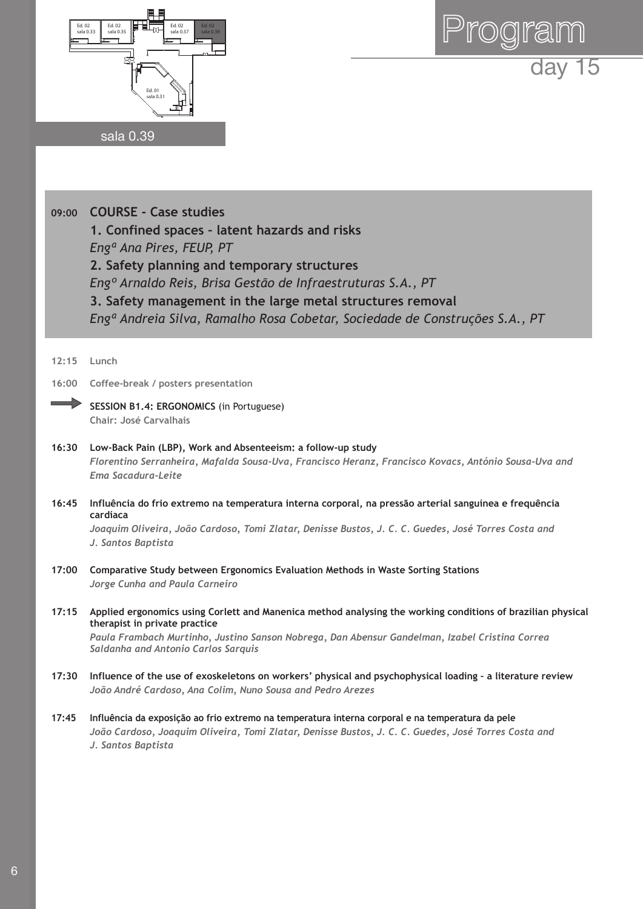# Program

## day 15

sala 0.39

**09:00 COURSE - Case studies**

**1. Confined spaces – latent hazards and risks**

*Engª Ana Pires, FEUP, PT*

**2. Safety planning and temporary structures**

*Engº Arnaldo Reis, Brisa Gestão de Infraestruturas S.A., PT*

**3. Safety management in the large metal structures removal**

*Engª Andreia Silva, Ramalho Rosa Cobetar, Sociedade de Construções S.A., PT*

**12:15 Lunch**

**16:00 Coffee-break / posters presentation**

**SESSION B1.4: ERGONOMICS** (in Portuguese)
**Chair: José Carvalhais**

**16:30 Low-Back Pain (LBP), Work and Absenteeism: a follow-up study**
*Florentino Serranheira, Mafalda Sousa-Uva, Francisco Heranz, Francisco Kovacs, António Sousa-Uva and Ema Sacadura-Leite*

**16:45 Influência do frio extremo na temperatura interna corporal, na pressão arterial sanguínea e frequência cardíaca**
*Joaquim Oliveira, João Cardoso, Tomi Zlatar, Denisse Bustos, J. C. C. Guedes, José Torres Costa and J. Santos Baptista*

**17:00 Comparative Study between Ergonomics Evaluation Methods in Waste Sorting Stations**
*Jorge Cunha and Paula Carneiro*

**17:15 Applied ergonomics using Corlett and Manenica method analysing the working conditions of brazilian physical therapist in private practice**
*Paula Frambach Murtinho, Justino Sanson Nobrega, Dan Abensur Gandelman, Izabel Cristina Correa Saldanha and Antonio Carlos Sarquis*

**17:30 Influence of the use of exoskeletons on workers' physical and psychophysical loading – a literature review**
*João André Cardoso, Ana Colim, Nuno Sousa and Pedro Arezes*

**17:45 Influência da exposição ao frio extremo na temperatura interna corporal e na temperatura da pele**
*João Cardoso, Joaquim Oliveira, Tomi Zlatar, Denisse Bustos, J. C. C. Guedes, José Torres Costa and J. Santos Baptista*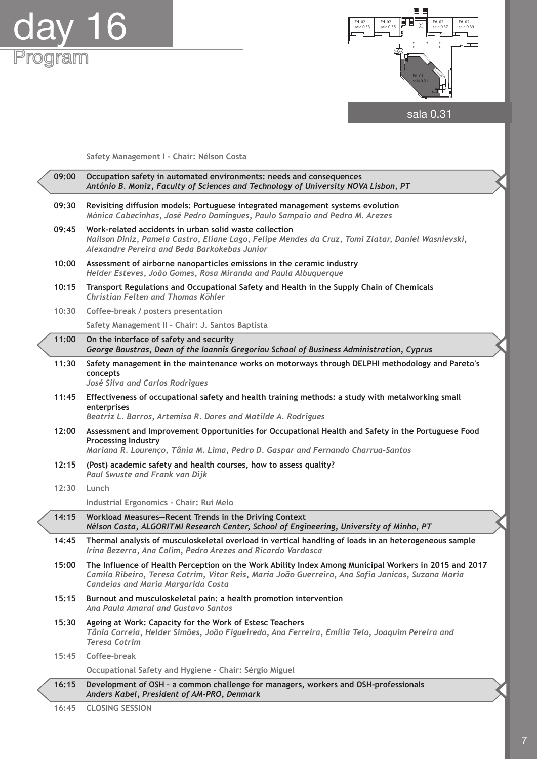# day 16

## Program

sala 0.31

Safety Management I - Chair: Nélson Costa

**09:00** **Occupation safety in automated environments: needs and consequences**
*António B. Moniz, Faculty of Sciences and Technology of University NOVA Lisbon, PT*

**09:30** **Revisiting diffusion models: Portuguese integrated management systems evolution**
*Mónica Cabecinhas, José Pedro Domingues, Paulo Sampaio and Pedro M. Arezes*

**09:45** **Work-related accidents in urban solid waste collection**
*Nailson Diniz, Pamela Castro, Eliane Lago, Felipe Mendes da Cruz, Tomi Zlatar, Daniel Wasnievski, Alexandre Pereira and Beda Barkokebas Junior*

**10:00** **Assessment of airborne nanoparticles emissions in the ceramic industry**
*Helder Esteves, João Gomes, Rosa Miranda and Paula Albuquerque*

**10:15** **Transport Regulations and Occupational Safety and Health in the Supply Chain of Chemicals**
*Christian Felten and Thomas Köhler*

**10:30** Coffee-break / posters presentation

Safety Management II - Chair: J. Santos Baptista

**11:00** **On the interface of safety and security**
*George Boustras, Dean of the Ioannis Gregoriou School of Business Administration, Cyprus*

**11:30** **Safety management in the maintenance works on motorways through DELPHI methodology and Pareto's concepts**
*José Silva and Carlos Rodrigues*

**11:45** **Effectiveness of occupational safety and health training methods: a study with metalworking small enterprises**
*Beatriz L. Barros, Artemisa R. Dores and Matilde A. Rodrigues*

**12:00** **Assessment and Improvement Opportunities for Occupational Health and Safety in the Portuguese Food Processing Industry**
*Mariana R. Lourenço, Tânia M. Lima, Pedro D. Gaspar and Fernando Charrua-Santos*

**12:15** **(Post) academic safety and health courses, how to assess quality?**
*Paul Swuste and Frank van Dijk*

**12:30** Lunch

Industrial Ergonomics - Chair: Rui Melo

**14:15** **Workload Measures—Recent Trends in the Driving Context**
*Nélson Costa, ALGORITMI Research Center, School of Engineering, University of Minho, PT*

**14:45** **Thermal analysis of musculoskeletal overload in vertical handling of loads in an heterogeneous sample**
*Irina Bezerra, Ana Colim, Pedro Arezes and Ricardo Vardasca*

**15:00** **The Influence of Health Perception on the Work Ability Index Among Municipal Workers in 2015 and 2017**
*Camila Ribeiro, Teresa Cotrim, Vitor Reis, Maria João Guerreiro, Ana Sofia Janicas, Suzana Maria Candeias and Maria Margarida Costa*

**15:15** **Burnout and musculoskeletal pain: a health promotion intervention**
*Ana Paula Amaral and Gustavo Santos*

**15:30** **Ageing at Work: Capacity for the Work of Estesc Teachers**
*Tânia Correia, Helder Simões, João Figueiredo, Ana Ferreira, Emília Telo, Joaquim Pereira and Teresa Cotrim*

**15:45** Coffee-break

Occupational Safety and Hygiene - Chair: Sérgio Miguel

**16:15** **Development of OSH – a common challenge for managers, workers and OSH-professionals**
*Anders Kabel, President of AM-PRO, Denmark*

**16:45** CLOSING SESSION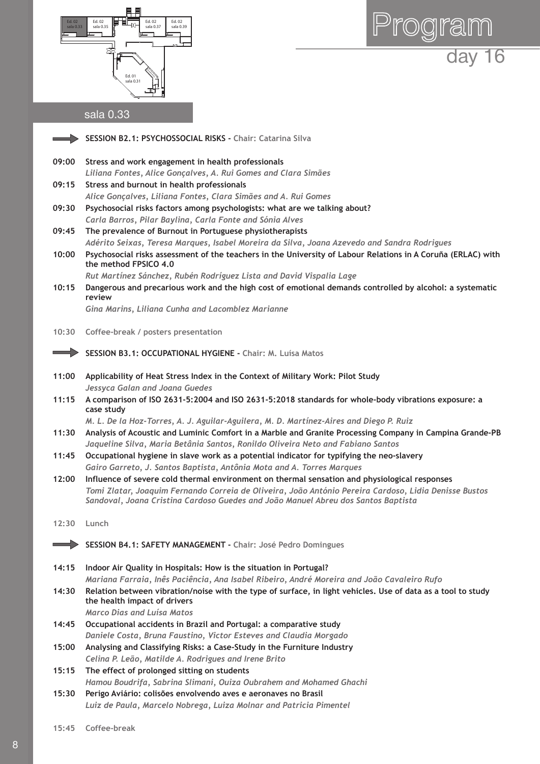# Program

## day 16

Ed. 02 sala 0.33 | Ed. 02 sala 0.35 | Ed. 02 sala 0.37 | Ed. 02 sala 0.39 | Ed. 01 sala 0.31

### sala 0.33

**SESSION B2.1: PSYCHOSSOCIAL RISKS - Chair: Catarina Silva**

**09:00** **Stress and work engagement in health professionals**
*Liliana Fontes, Alice Gonçalves, A. Rui Gomes and Clara Simães*

**09:15** **Stress and burnout in health professionals**
*Alice Gonçalves, Liliana Fontes, Clara Simães and A. Rui Gomes*

**09:30** **Psychosocial risks factors among psychologists: what are we talking about?**
*Carla Barros, Pilar Baylina, Carla Fonte and Sónia Alves*

**09:45** **The prevalence of Burnout in Portuguese physiotherapists**
*Adérito Seixas, Teresa Marques, Isabel Moreira da Silva, Joana Azevedo and Sandra Rodrigues*

**10:00** **Psychosocial risks assessment of the teachers in the University of Labour Relations in A Coruña (ERLAC) with the method FPSICO 4.0**
*Rut Martínez Sánchez, Rubén Rodríguez Lista and David Vispalia Lage*

**10:15** **Dangerous and precarious work and the high cost of emotional demands controlled by alcohol: a systematic review**
*Gina Marins, Liliana Cunha and Lacomblez Marianne*

**10:30** **Coffee-break / posters presentation**

**SESSION B3.1: OCCUPATIONAL HYGIENE - Chair: M. Luísa Matos**

**11:00** **Applicability of Heat Stress Index in the Context of Military Work: Pilot Study**
*Jessyca Galan and Joana Guedes*

**11:15** **A comparison of ISO 2631-5:2004 and ISO 2631-5:2018 standards for whole-body vibrations exposure: a case study**
*M. L. De la Hoz-Torres, A. J. Aguilar-Aguilera, M. D. Martínez-Aires and Diego P. Ruiz*

**11:30** **Analysis of Acoustic and Luminic Comfort in a Marble and Granite Processing Company in Campina Grande-PB**
*Jaqueline Silva, Maria Betânia Santos, Ronildo Oliveira Neto and Fabiano Santos*

**11:45** **Occupational hygiene in slave work as a potential indicator for typifying the neo-slavery**
*Gairo Garreto, J. Santos Baptista, Antônia Mota and A. Torres Marques*

**12:00** **Influence of severe cold thermal environment on thermal sensation and physiological responses**
*Tomi Zlatar, Joaquim Fernando Correia de Oliveira, João António Pereira Cardoso, Lidia Denisse Bustos Sandoval, Joana Cristina Cardoso Guedes and João Manuel Abreu dos Santos Baptista*

**12:30** **Lunch**

**SESSION B4.1: SAFETY MANAGEMENT - Chair: José Pedro Domingues**

**14:15** **Indoor Air Quality in Hospitals: How is the situation in Portugal?**
*Mariana Farraia, Inês Paciência, Ana Isabel Ribeiro, André Moreira and João Cavaleiro Rufo*

**14:30** **Relation between vibration/noise with the type of surface, in light vehicles. Use of data as a tool to study the health impact of drivers**
*Marco Dias and Luísa Matos*

**14:45** **Occupational accidents in Brazil and Portugal: a comparative study**
*Daniele Costa, Bruna Faustino, Victor Esteves and Claudia Morgado*

**15:00** **Analysing and Classifying Risks: a Case-Study in the Furniture Industry**
*Celina P. Leão, Matilde A. Rodrigues and Irene Brito*

**15:15** **The effect of prolonged sitting on students**
*Hamou Boudrifa, Sabrina Slimani, Ouiza Oubrahem and Mohamed Ghachi*

**15:30** **Perigo Aviário: colisões envolvendo aves e aeronaves no Brasil**
*Luiz de Paula, Marcelo Nobrega, Luiza Molnar and Patricia Pimentel*

**15:45** **Coffee-break**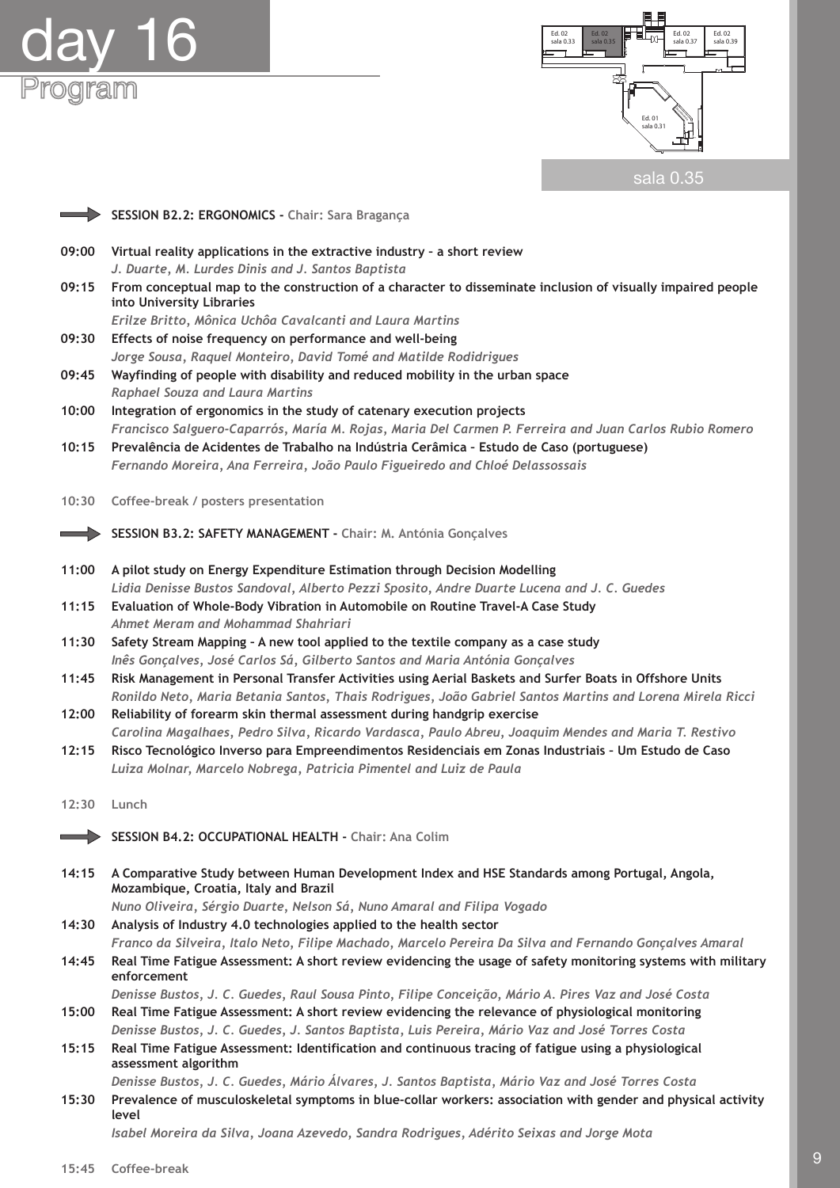# day 16

## Program

Ed. 02 sala 0.33 | Ed. 02 sala 0.35 | Ed. 02 sala 0.37 | Ed. 02 sala 0.39 | Ed. 01 sala 0.31

sala 0.35

**SESSION B2.2: ERGONOMICS - Chair: Sara Bragança**

**09:00** **Virtual reality applications in the extractive industry – a short review**
*J. Duarte, M. Lurdes Dinis and J. Santos Baptista*

**09:15** **From conceptual map to the construction of a character to disseminate inclusion of visually impaired people into University Libraries**
*Erilze Britto, Mônica Uchôa Cavalcanti and Laura Martins*

**09:30** **Effects of noise frequency on performance and well-being**
*Jorge Sousa, Raquel Monteiro, David Tomé and Matilde Rodidrigues*

**09:45** **Wayfinding of people with disability and reduced mobility in the urban space**
*Raphael Souza and Laura Martins*

**10:00** **Integration of ergonomics in the study of catenary execution projects**
*Francisco Salguero-Caparrós, María M. Rojas, Maria Del Carmen P. Ferreira and Juan Carlos Rubio Romero*

**10:15** **Prevalência de Acidentes de Trabalho na Indústria Cerâmica – Estudo de Caso (portuguese)**
*Fernando Moreira, Ana Ferreira, João Paulo Figueiredo and Chloé Delassossais*

**10:30** Coffee-break / posters presentation

**SESSION B3.2: SAFETY MANAGEMENT - Chair: M. Antónia Gonçalves**

**11:00** **A pilot study on Energy Expenditure Estimation through Decision Modelling**
*Lidia Denisse Bustos Sandoval, Alberto Pezzi Sposito, Andre Duarte Lucena and J. C. Guedes*

**11:15** **Evaluation of Whole-Body Vibration in Automobile on Routine Travel-A Case Study**
*Ahmet Meram and Mohammad Shahriari*

**11:30** **Safety Stream Mapping – A new tool applied to the textile company as a case study**
*Inês Gonçalves, José Carlos Sá, Gilberto Santos and Maria Antónia Gonçalves*

**11:45** **Risk Management in Personal Transfer Activities using Aerial Baskets and Surfer Boats in Offshore Units**
*Ronildo Neto, Maria Betania Santos, Thais Rodrigues, João Gabriel Santos Martins and Lorena Mirela Ricci*

**12:00** **Reliability of forearm skin thermal assessment during handgrip exercise**
*Carolina Magalhaes, Pedro Silva, Ricardo Vardasca, Paulo Abreu, Joaquim Mendes and Maria T. Restivo*

**12:15** **Risco Tecnológico Inverso para Empreendimentos Residenciais em Zonas Industriais – Um Estudo de Caso**
*Luiza Molnar, Marcelo Nobrega, Patricia Pimentel and Luiz de Paula*

**12:30** Lunch

**SESSION B4.2: OCCUPATIONAL HEALTH - Chair: Ana Colim**

**14:15** **A Comparative Study between Human Development Index and HSE Standards among Portugal, Angola, Mozambique, Croatia, Italy and Brazil**
*Nuno Oliveira, Sérgio Duarte, Nelson Sá, Nuno Amaral and Filipa Vogado*

**14:30** **Analysis of Industry 4.0 technologies applied to the health sector**
*Franco da Silveira, Italo Neto, Filipe Machado, Marcelo Pereira Da Silva and Fernando Gonçalves Amaral*

**14:45** **Real Time Fatigue Assessment: A short review evidencing the usage of safety monitoring systems with military enforcement**
*Denisse Bustos, J. C. Guedes, Raul Sousa Pinto, Filipe Conceição, Mário A. Pires Vaz and José Costa*

**15:00** **Real Time Fatigue Assessment: A short review evidencing the relevance of physiological monitoring**
*Denisse Bustos, J. C. Guedes, J. Santos Baptista, Luis Pereira, Mário Vaz and José Torres Costa*

**15:15** **Real Time Fatigue Assessment: Identification and continuous tracing of fatigue using a physiological assessment algorithm**
*Denisse Bustos, J. C. Guedes, Mário Álvares, J. Santos Baptista, Mário Vaz and José Torres Costa*

**15:30** **Prevalence of musculoskeletal symptoms in blue-collar workers: association with gender and physical activity level**
*Isabel Moreira da Silva, Joana Azevedo, Sandra Rodrigues, Adérito Seixas and Jorge Mota*

**15:45** Coffee-break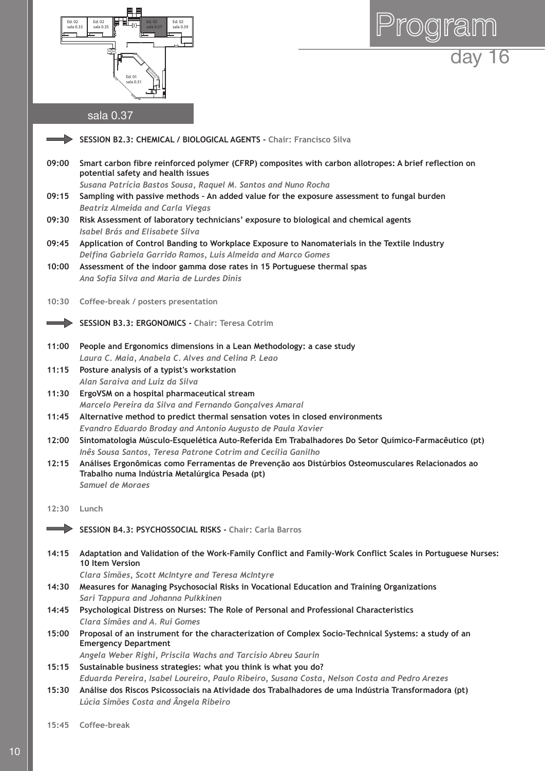# Program

## day 16

### sala 0.37

**SESSION B2.3: CHEMICAL / BIOLOGICAL AGENTS - Chair: Francisco Silva**

**09:00** **Smart carbon fibre reinforced polymer (CFRP) composites with carbon allotropes: A brief reflection on potential safety and health issues**
*Susana Patrícia Bastos Sousa, Raquel M. Santos and Nuno Rocha*

**09:15** **Sampling with passive methods – An added value for the exposure assessment to fungal burden**
*Beatriz Almeida and Carla Viegas*

**09:30** **Risk Assessment of laboratory technicians' exposure to biological and chemical agents**
*Isabel Brás and Elisabete Silva*

**09:45** **Application of Control Banding to Workplace Exposure to Nanomaterials in the Textile Industry**
*Delfina Gabriela Garrido Ramos, Luis Almeida and Marco Gomes*

**10:00** **Assessment of the indoor gamma dose rates in 15 Portuguese thermal spas**
*Ana Sofia Silva and Maria de Lurdes Dinis*

**10:30** Coffee-break / posters presentation

**SESSION B3.3: ERGONOMICS - Chair: Teresa Cotrim**

**11:00** **People and Ergonomics dimensions in a Lean Methodology: a case study**
*Laura C. Maia, Anabela C. Alves and Celina P. Leao*

**11:15** **Posture analysis of a typist's workstation**
*Alan Saraiva and Luiz da Silva*

**11:30** **ErgoVSM on a hospital pharmaceutical stream**
*Marcelo Pereira da Silva and Fernando Gonçalves Amaral*

**11:45** **Alternative method to predict thermal sensation votes in closed environments**
*Evandro Eduardo Broday and Antonio Augusto de Paula Xavier*

**12:00** **Sintomatologia Músculo-Esquelética Auto-Referida Em Trabalhadores Do Setor Químico-Farmacêutico (pt)**
*Inês Sousa Santos, Teresa Patrone Cotrim and Cecília Ganilho*

**12:15** **Análises Ergonômicas como Ferramentas de Prevenção aos Distúrbios Osteomusculares Relacionados ao Trabalho numa Indústria Metalúrgica Pesada (pt)**
*Samuel de Moraes*

**12:30** Lunch

**SESSION B4.3: PSYCHOSSOCIAL RISKS - Chair: Carla Barros**

**14:15** **Adaptation and Validation of the Work-Family Conflict and Family-Work Conflict Scales in Portuguese Nurses: 10 Item Version**
*Clara Simães, Scott McIntyre and Teresa McIntyre*

**14:30** **Measures for Managing Psychosocial Risks in Vocational Education and Training Organizations**
*Sari Tappura and Johanna Pulkkinen*

**14:45** **Psychological Distress on Nurses: The Role of Personal and Professional Characteristics**
*Clara Simães and A. Rui Gomes*

**15:00** **Proposal of an instrument for the characterization of Complex Socio-Technical Systems: a study of an Emergency Department**
*Angela Weber Righi, Priscila Wachs and Tarcísio Abreu Saurin*

**15:15** **Sustainable business strategies: what you think is what you do?**
*Eduarda Pereira, Isabel Loureiro, Paulo Ribeiro, Susana Costa, Nelson Costa and Pedro Arezes*

**15:30** **Análise dos Riscos Psicossociais na Atividade dos Trabalhadores de uma Indústria Transformadora (pt)**
*Lúcia Simões Costa and Ângela Ribeiro*

**15:45** Coffee-break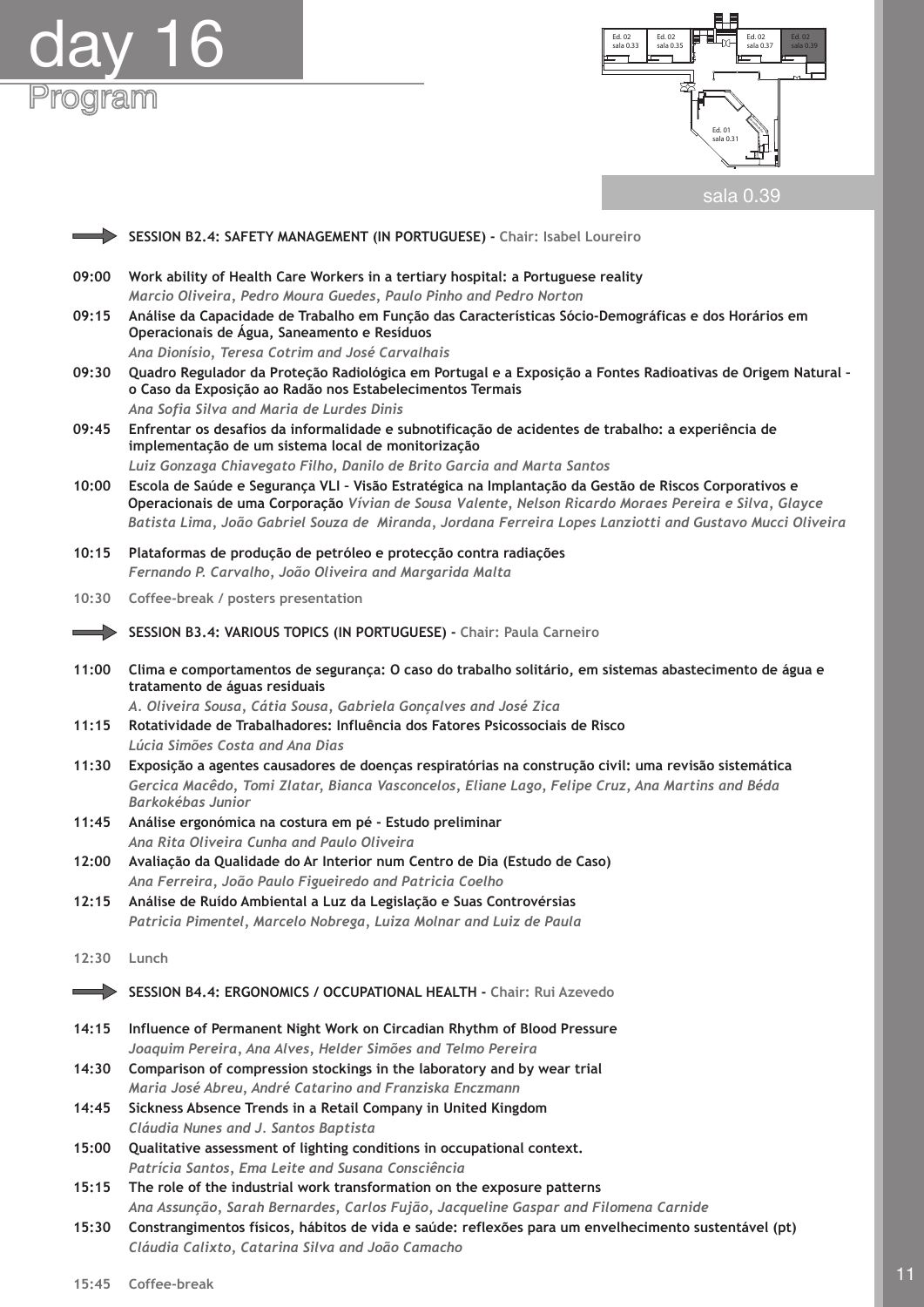# day 16

## Program

sala 0.39

**SESSION B2.4: SAFETY MANAGEMENT (IN PORTUGUESE) - Chair: Isabel Loureiro**

**09:00** **Work ability of Health Care Workers in a tertiary hospital: a Portuguese reality**
*Marcio Oliveira, Pedro Moura Guedes, Paulo Pinho and Pedro Norton*

**09:15** **Análise da Capacidade de Trabalho em Função das Características Sócio-Demográficas e dos Horários em Operacionais de Água, Saneamento e Resíduos**
*Ana Dionísio, Teresa Cotrim and José Carvalhais*

**09:30** **Quadro Regulador da Proteção Radiológica em Portugal e a Exposição a Fontes Radioativas de Origem Natural – o Caso da Exposição ao Radão nos Estabelecimentos Termais**
*Ana Sofia Silva and Maria de Lurdes Dinis*

**09:45** **Enfrentar os desafios da informalidade e subnotificação de acidentes de trabalho: a experiência de implementação de um sistema local de monitorização**
*Luiz Gonzaga Chiavegato Filho, Danilo de Brito Garcia and Marta Santos*

**10:00** **Escola de Saúde e Segurança VLI – Visão Estratégica na Implantação da Gestão de Riscos Corporativos e Operacionais de uma Corporação** *Vívian de Sousa Valente, Nelson Ricardo Moraes Pereira e Silva, Glayce Batista Lima, João Gabriel Souza de Miranda, Jordana Ferreira Lopes Lanziotti and Gustavo Mucci Oliveira*

**10:15** **Plataformas de produção de petróleo e protecção contra radiações**
*Fernando P. Carvalho, João Oliveira and Margarida Malta*

**10:30** Coffee-break / posters presentation

**SESSION B3.4: VARIOUS TOPICS (IN PORTUGUESE) - Chair: Paula Carneiro**

**11:00** **Clima e comportamentos de segurança: O caso do trabalho solitário, em sistemas abastecimento de água e tratamento de águas residuais**
*A. Oliveira Sousa, Cátia Sousa, Gabriela Gonçalves and José Zica*

**11:15** **Rotatividade de Trabalhadores: Influência dos Fatores Psicossociais de Risco**
*Lúcia Simões Costa and Ana Dias*

**11:30** **Exposição a agentes causadores de doenças respiratórias na construção civil: uma revisão sistemática**
*Gercica Macêdo, Tomi Zlatar, Bianca Vasconcelos, Eliane Lago, Felipe Cruz, Ana Martins and Béda Barkokébas Junior*

**11:45** **Análise ergonómica na costura em pé - Estudo preliminar**
*Ana Rita Oliveira Cunha and Paulo Oliveira*

**12:00** **Avaliação da Qualidade do Ar Interior num Centro de Dia (Estudo de Caso)**
*Ana Ferreira, João Paulo Figueiredo and Patricia Coelho*

**12:15** **Análise de Ruído Ambiental a Luz da Legislação e Suas Controvérsias**
*Patricia Pimentel, Marcelo Nobrega, Luiza Molnar and Luiz de Paula*

**12:30** Lunch

**SESSION B4.4: ERGONOMICS / OCCUPATIONAL HEALTH - Chair: Rui Azevedo**

**14:15** **Influence of Permanent Night Work on Circadian Rhythm of Blood Pressure**
*Joaquim Pereira, Ana Alves, Helder Simões and Telmo Pereira*

**14:30** **Comparison of compression stockings in the laboratory and by wear trial**
*Maria José Abreu, André Catarino and Franziska Enczmann*

**14:45** **Sickness Absence Trends in a Retail Company in United Kingdom**
*Cláudia Nunes and J. Santos Baptista*

**15:00** **Qualitative assessment of lighting conditions in occupational context.**
*Patrícia Santos, Ema Leite and Susana Consciência*

**15:15** **The role of the industrial work transformation on the exposure patterns**
*Ana Assunção, Sarah Bernardes, Carlos Fujão, Jacqueline Gaspar and Filomena Carnide*

**15:30** **Constrangimentos físicos, hábitos de vida e saúde: reflexões para um envelhecimento sustentável (pt)**
*Cláudia Calixto, Catarina Silva and João Camacho*

**15:45** Coffee-break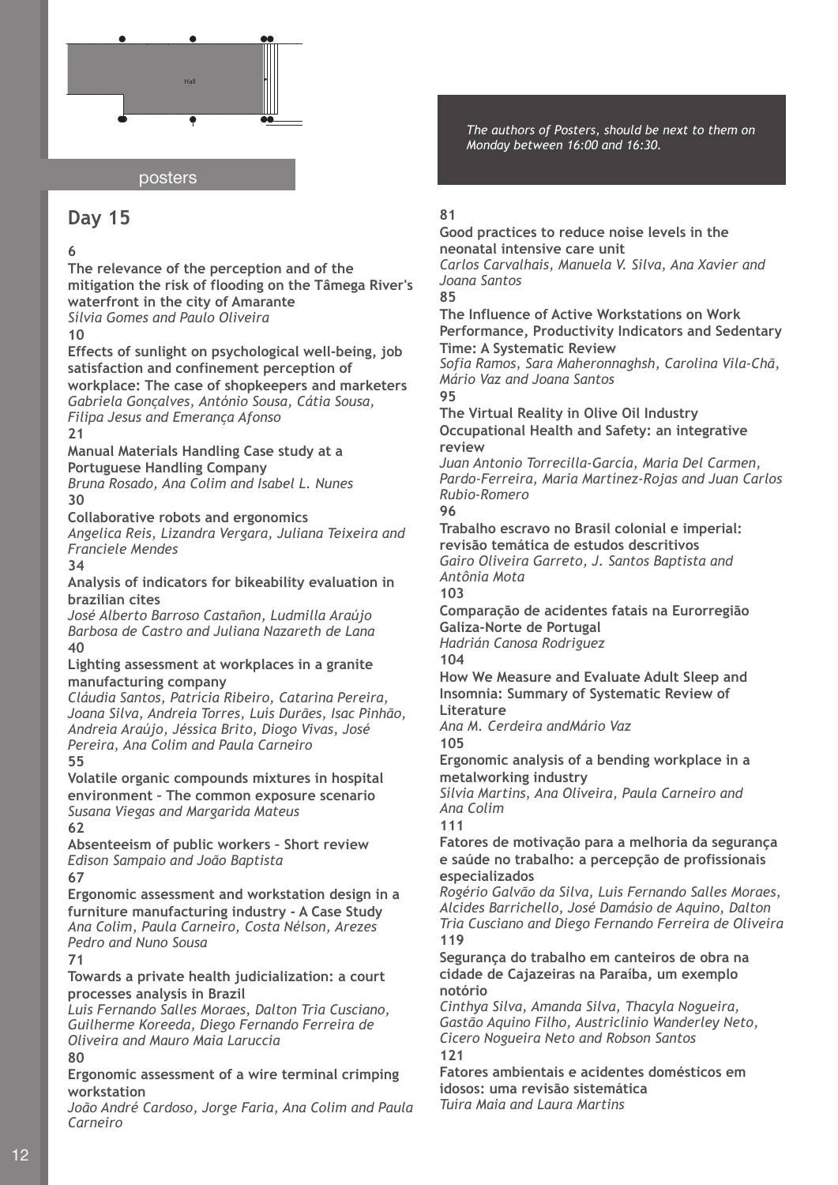Hall

posters

The authors of Posters, should be next to them on Monday between 16:00 and 16:30.

## Day 15

**6**

**The relevance of the perception and of the mitigation the risk of flooding on the Tâmega River's waterfront in the city of Amarante**
*Silvia Gomes and Paulo Oliveira*

**10**

**Effects of sunlight on psychological well-being, job satisfaction and confinement perception of workplace: The case of shopkeepers and marketers**
*Gabriela Gonçalves, António Sousa, Cátia Sousa, Filipa Jesus and Emerança Afonso*

**21**

**Manual Materials Handling Case study at a Portuguese Handling Company**
*Bruna Rosado, Ana Colim and Isabel L. Nunes*

**30**

**Collaborative robots and ergonomics**
*Angelica Reis, Lizandra Vergara, Juliana Teixeira and Franciele Mendes*

**34**

**Analysis of indicators for bikeability evaluation in brazilian cites**
*José Alberto Barroso Castañon, Ludmilla Araújo Barbosa de Castro and Juliana Nazareth de Lana*

**40**

**Lighting assessment at workplaces in a granite manufacturing company**
*Cláudia Santos, Patrícia Ribeiro, Catarina Pereira, Joana Silva, Andreia Torres, Luís Durães, Isac Pinhão, Andreia Araújo, Jéssica Brito, Diogo Vivas, José Pereira, Ana Colim and Paula Carneiro*

**55**

**Volatile organic compounds mixtures in hospital environment – The common exposure scenario**
*Susana Viegas and Margarida Mateus*

**62**

**Absenteeism of public workers – Short review**
*Edison Sampaio and João Baptista*

**67**

**Ergonomic assessment and workstation design in a furniture manufacturing industry - A Case Study**
*Ana Colim, Paula Carneiro, Costa Nélson, Arezes Pedro and Nuno Sousa*

**71**

**Towards a private health judicialization: a court processes analysis in Brazil**
*Luis Fernando Salles Moraes, Dalton Tria Cusciano, Guilherme Koreeda, Diego Fernando Ferreira de Oliveira and Mauro Maia Laruccia*

**80**

**Ergonomic assessment of a wire terminal crimping workstation**
*João André Cardoso, Jorge Faria, Ana Colim and Paula Carneiro*

**81**

**Good practices to reduce noise levels in the neonatal intensive care unit**
*Carlos Carvalhais, Manuela V. Silva, Ana Xavier and Joana Santos*

**85**

**The Influence of Active Workstations on Work Performance, Productivity Indicators and Sedentary Time: A Systematic Review**
*Sofia Ramos, Sara Maheronnaghsh, Carolina Vila-Chã, Mário Vaz and Joana Santos*

**95**

**The Virtual Reality in Olive Oil Industry Occupational Health and Safety: an integrative review**
*Juan Antonio Torrecilla-García, Maria Del Carmen, Pardo-Ferreira, Maria Martínez-Rojas and Juan Carlos Rubio-Romero*

**96**

**Trabalho escravo no Brasil colonial e imperial: revisão temática de estudos descritivos**
*Gairo Oliveira Garreto, J. Santos Baptista and Antônia Mota*

**103**

**Comparação de acidentes fatais na Eurorregião Galiza-Norte de Portugal**
*Hadrián Canosa Rodriguez*

**104**

**How We Measure and Evaluate Adult Sleep and Insomnia: Summary of Systematic Review of Literature**
*Ana M. Cerdeira andMário Vaz*

**105**

**Ergonomic analysis of a bending workplace in a metalworking industry**
*Sílvia Martins, Ana Oliveira, Paula Carneiro and Ana Colim*

**111**

**Fatores de motivação para a melhoria da segurança e saúde no trabalho: a percepção de profissionais especializados**
*Rogério Galvão da Silva, Luis Fernando Salles Moraes, Alcides Barrichello, José Damásio de Aquino, Dalton Tria Cusciano and Diego Fernando Ferreira de Oliveira*

**119**

**Segurança do trabalho em canteiros de obra na cidade de Cajazeiras na Paraíba, um exemplo notório**
*Cinthya Silva, Amanda Silva, Thacyla Nogueira, Gastão Aquino Filho, Austriclinio Wanderley Neto, Cicero Nogueira Neto and Robson Santos*

**121**

**Fatores ambientais e acidentes domésticos em idosos: uma revisão sistemática**
*Tuíra Maia and Laura Martins*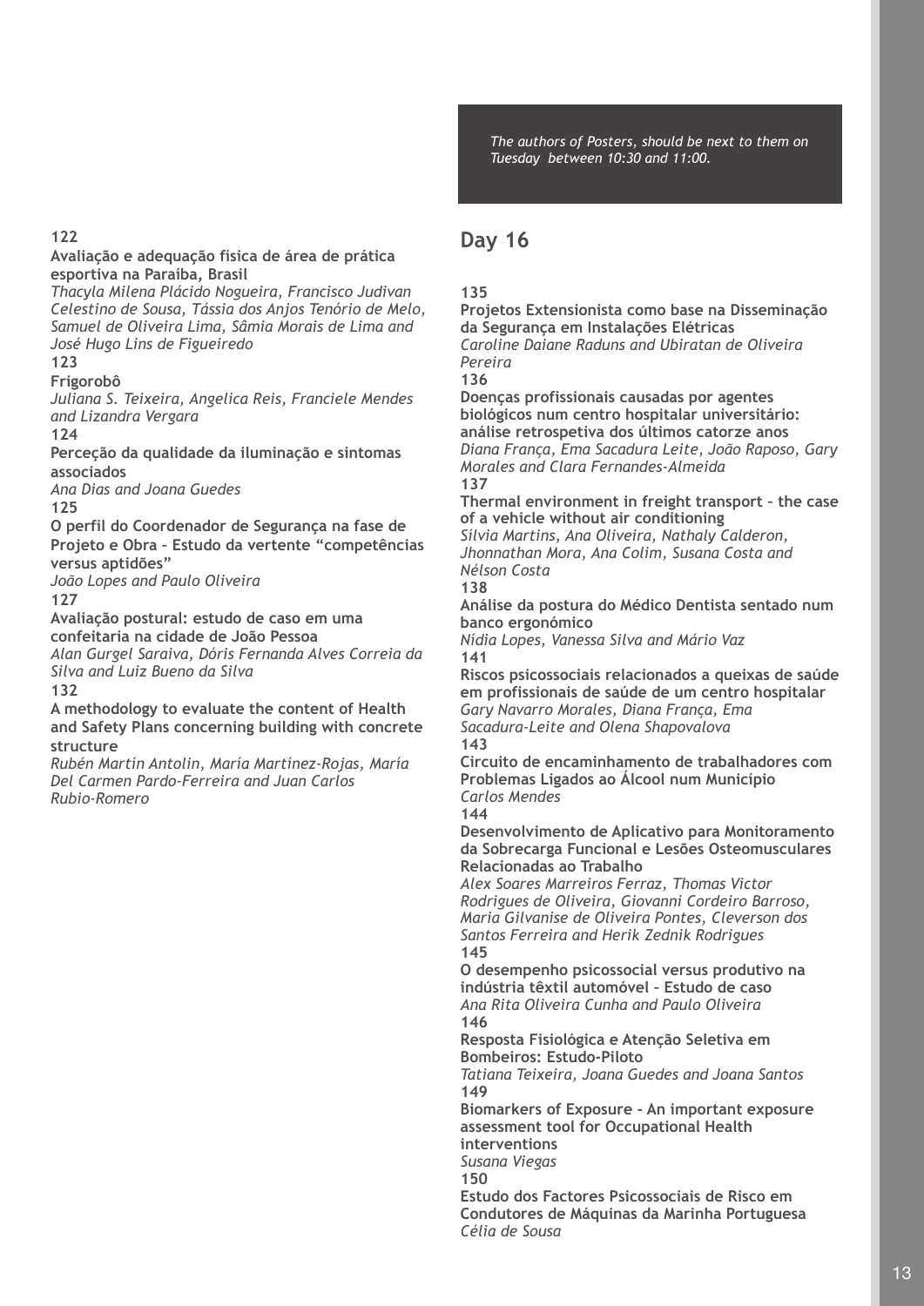**122**

**Avaliação e adequação física de área de prática esportiva na Paraíba, Brasil**

*Thacyla Milena Plácido Nogueira, Francisco Judivan Celestino de Sousa, Tássia dos Anjos Tenório de Melo, Samuel de Oliveira Lima, Sâmia Morais de Lima and José Hugo Lins de Figueiredo*

**123**

**Frigorobô**

*Juliana S. Teixeira, Angelica Reis, Franciele Mendes and Lizandra Vergara*

**124**

**Perceção da qualidade da iluminação e sintomas associados**

*Ana Dias and Joana Guedes*

**125**

**O perfil do Coordenador de Segurança na fase de Projeto e Obra – Estudo da vertente "competências versus aptidões"**

*João Lopes and Paulo Oliveira*

**127**

**Avaliação postural: estudo de caso em uma confeitaria na cidade de João Pessoa**

*Alan Gurgel Saraiva, Dóris Fernanda Alves Correia da Silva and Luiz Bueno da Silva*

**132**

**A methodology to evaluate the content of Health and Safety Plans concerning building with concrete structure**

*Rubén Martín Antolín, María Martínez-Rojas, María Del Carmen Pardo-Ferreira and Juan Carlos Rubio-Romero*

*The authors of Posters, should be next to them on Tuesday between 10:30 and 11:00.*

## Day 16

**135**

**Projetos Extensionista como base na Disseminação da Segurança em Instalações Elétricas**

*Caroline Daiane Raduns and Ubiratan de Oliveira Pereira*

**136**

**Doenças profissionais causadas por agentes biológicos num centro hospitalar universitário: análise retrospetiva dos últimos catorze anos**

*Diana França, Ema Sacadura Leite, João Raposo, Gary Morales and Clara Fernandes-Almeida*

**137**

**Thermal environment in freight transport – the case of a vehicle without air conditioning**

*Sílvia Martins, Ana Oliveira, Nathaly Calderon, Jhonnathan Mora, Ana Colim, Susana Costa and Nélson Costa*

**138**

**Análise da postura do Médico Dentista sentado num banco ergonómico**

*Nídia Lopes, Vanessa Silva and Mário Vaz*

**141**

**Riscos psicossociais relacionados a queixas de saúde em profissionais de saúde de um centro hospitalar**

*Gary Navarro Morales, Diana França, Ema Sacadura-Leite and Olena Shapovalova*

**143**

**Circuito de encaminhamento de trabalhadores com Problemas Ligados ao Álcool num Município**

*Carlos Mendes*

**144**

**Desenvolvimento de Aplicativo para Monitoramento da Sobrecarga Funcional e Lesões Osteomusculares Relacionadas ao Trabalho**

*Alex Soares Marreiros Ferraz, Thomas Victor Rodrigues de Oliveira, Giovanni Cordeiro Barroso, Maria Gilvanise de Oliveira Pontes, Cleverson dos Santos Ferreira and Herik Zednik Rodrigues*

**145**

**O desempenho psicossocial versus produtivo na indústria têxtil automóvel – Estudo de caso**

*Ana Rita Oliveira Cunha and Paulo Oliveira*

**146**

**Resposta Fisiológica e Atenção Seletiva em Bombeiros: Estudo-Piloto**

*Tatiana Teixeira, Joana Guedes and Joana Santos*

**149**

**Biomarkers of Exposure - An important exposure assessment tool for Occupational Health interventions**

*Susana Viegas*

**150**

**Estudo dos Factores Psicossociais de Risco em Condutores de Máquinas da Marinha Portuguesa**

*Célia de Sousa*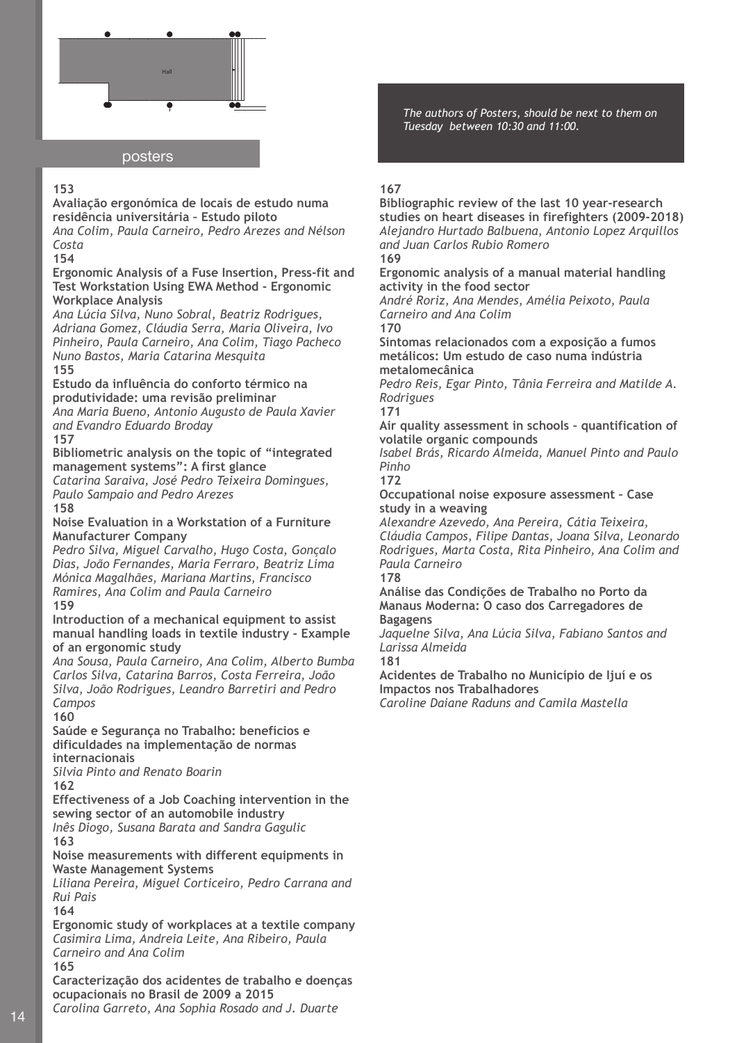Hall

## posters

*The authors of Posters, should be next to them on Tuesday between 10:30 and 11:00.*

**153**
**Avaliação ergonómica de locais de estudo numa residência universitária – Estudo piloto**
*Ana Colim, Paula Carneiro, Pedro Arezes and Nélson Costa*

**154**
**Ergonomic Analysis of a Fuse Insertion, Press-fit and Test Workstation Using EWA Method - Ergonomic Workplace Analysis**
*Ana Lúcia Silva, Nuno Sobral, Beatriz Rodrigues, Adriana Gomez, Cláudia Serra, Maria Oliveira, Ivo Pinheiro, Paula Carneiro, Ana Colim, Tiago Pacheco Nuno Bastos, Maria Catarina Mesquita*

**155**
**Estudo da influência do conforto térmico na produtividade: uma revisão preliminar**
*Ana Maria Bueno, Antonio Augusto de Paula Xavier and Evandro Eduardo Broday*

**157**
**Bibliometric analysis on the topic of "integrated management systems": A first glance**
*Catarina Saraiva, José Pedro Teixeira Domingues, Paulo Sampaio and Pedro Arezes*

**158**
**Noise Evaluation in a Workstation of a Furniture Manufacturer Company**
*Pedro Silva, Miguel Carvalho, Hugo Costa, Gonçalo Dias, João Fernandes, Maria Ferraro, Beatriz Lima Mónica Magalhães, Mariana Martins, Francisco Ramires, Ana Colim and Paula Carneiro*

**159**
**Introduction of a mechanical equipment to assist manual handling loads in textile industry - Example of an ergonomic study**
*Ana Sousa, Paula Carneiro, Ana Colim, Alberto Bumba Carlos Silva, Catarina Barros, Costa Ferreira, João Silva, João Rodrigues, Leandro Barretiri and Pedro Campos*

**160**
**Saúde e Segurança no Trabalho: benefícios e dificuldades na implementação de normas internacionais**
*Silvia Pinto and Renato Boarin*

**162**
**Effectiveness of a Job Coaching intervention in the sewing sector of an automobile industry**
*Inês Diogo, Susana Barata and Sandra Gagulic*

**163**
**Noise measurements with different equipments in Waste Management Systems**
*Liliana Pereira, Miguel Corticeiro, Pedro Carrana and Rui Pais*

**164**
**Ergonomic study of workplaces at a textile company**
*Casimira Lima, Andreia Leite, Ana Ribeiro, Paula Carneiro and Ana Colim*

**165**
**Caracterização dos acidentes de trabalho e doenças ocupacionais no Brasil de 2009 a 2015**
*Carolina Garreto, Ana Sophia Rosado and J. Duarte*

**167**
**Bibliographic review of the last 10 year-research studies on heart diseases in firefighters (2009-2018)**
*Alejandro Hurtado Balbuena, Antonio Lopez Arquillos and Juan Carlos Rubio Romero*

**169**
**Ergonomic analysis of a manual material handling activity in the food sector**
*André Roriz, Ana Mendes, Amélia Peixoto, Paula Carneiro and Ana Colim*

**170**
**Sintomas relacionados com a exposição a fumos metálicos: Um estudo de caso numa indústria metalomecânica**
*Pedro Reis, Egar Pinto, Tânia Ferreira and Matilde A. Rodrigues*

**171**
**Air quality assessment in schools – quantification of volatile organic compounds**
*Isabel Brás, Ricardo Almeida, Manuel Pinto and Paulo Pinho*

**172**
**Occupational noise exposure assessment – Case study in a weaving**
*Alexandre Azevedo, Ana Pereira, Cátia Teixeira, Cláudia Campos, Filipe Dantas, Joana Silva, Leonardo Rodrigues, Marta Costa, Rita Pinheiro, Ana Colim and Paula Carneiro*

**178**
**Análise das Condições de Trabalho no Porto da Manaus Moderna: O caso dos Carregadores de Bagagens**
*Jaquelne Silva, Ana Lúcia Silva, Fabiano Santos and Larissa Almeida*

**181**
**Acidentes de Trabalho no Município de Ijuí e os Impactos nos Trabalhadores**
*Caroline Daiane Raduns and Camila Mastella*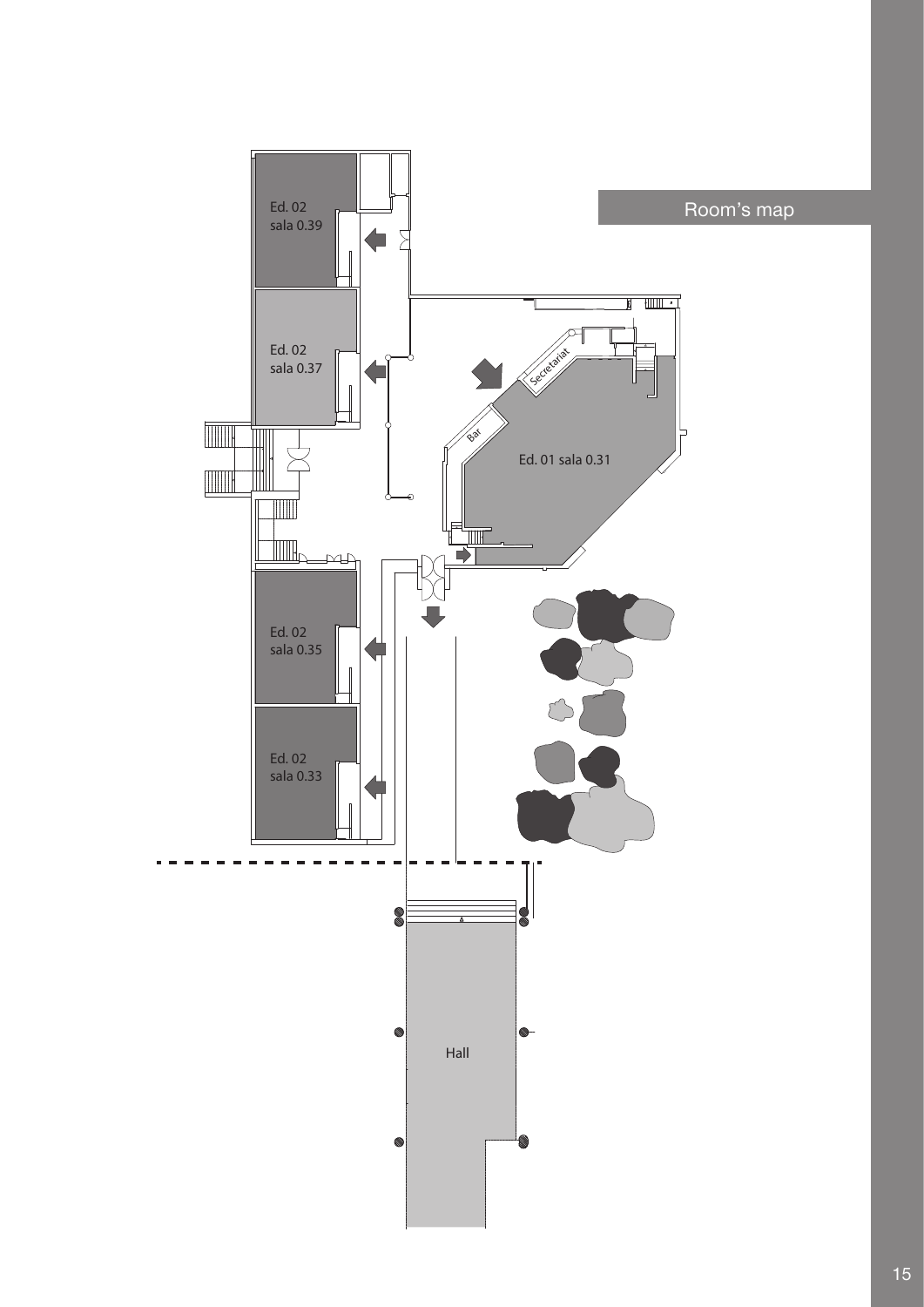## Room's map

Ed. 02
sala 0.39

Ed. 02
sala 0.37

Secretariat

Bar

Ed. 01 sala 0.31

Ed. 02
sala 0.35

Ed. 02
sala 0.33

Hall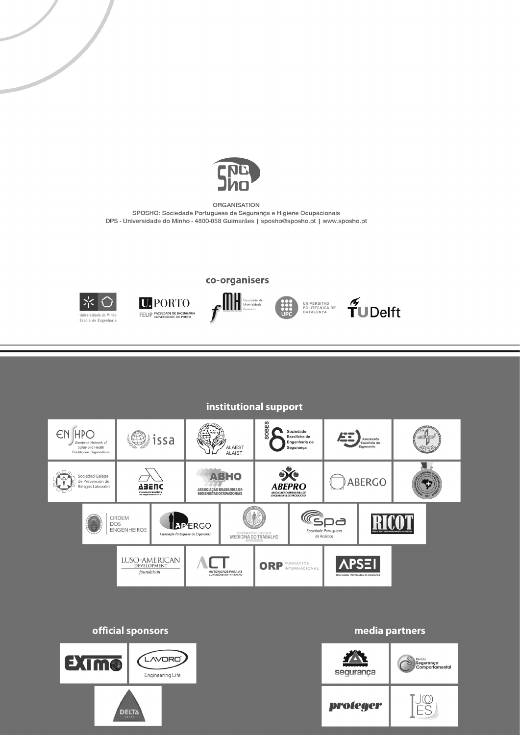ORGANISATION

SPOSHO: Sociedade Portuguesa de Segurança e Higiene Ocupacionais

DPS - Universidade do Minho - 4800-058 Guimarães | sposho@sposho.pt | www.sposho.pt

## co-organisers

## institutional support

## official sponsors

## media partners